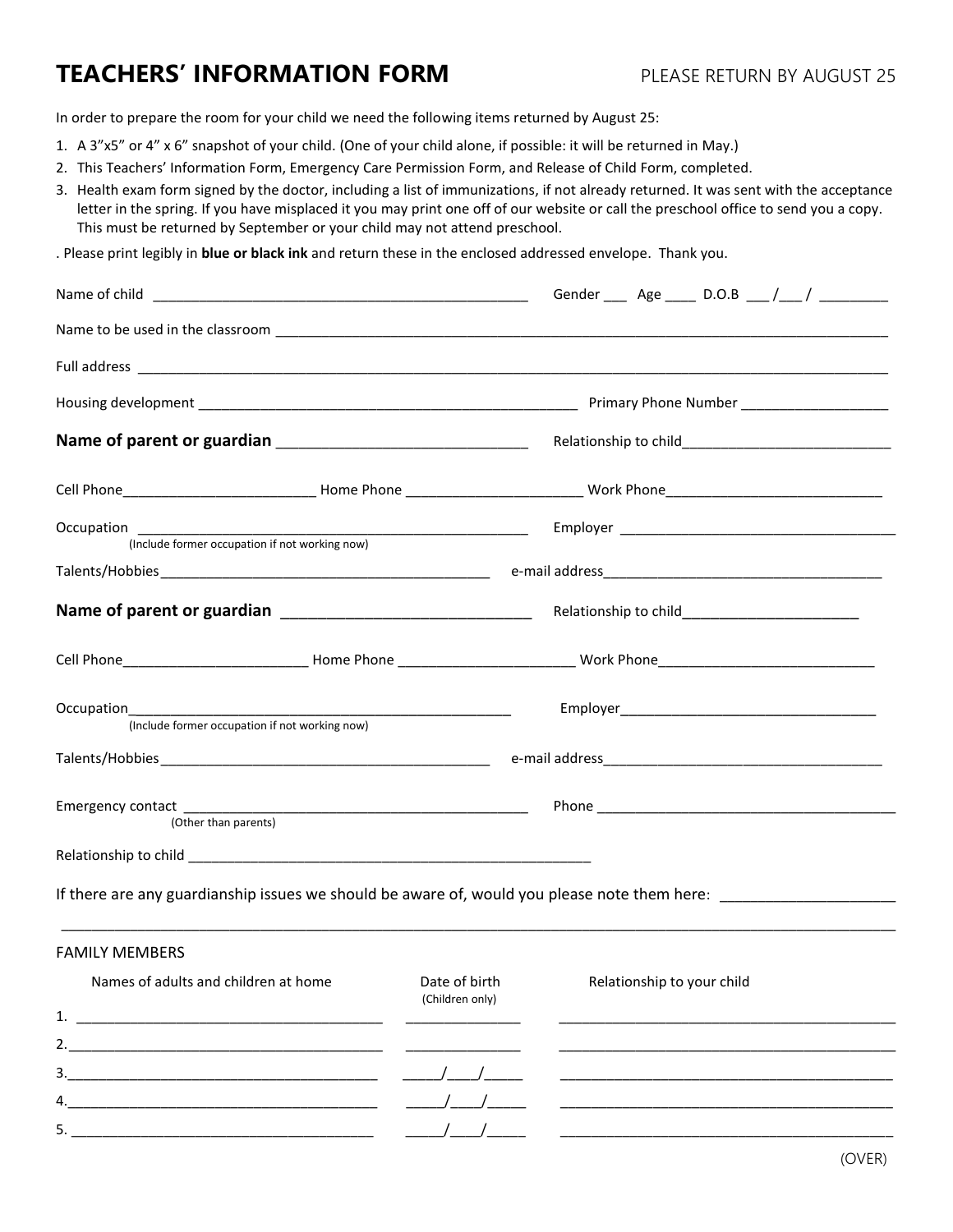# TEACHERS' INFORMATION FORM

PLEASE RETURN BY AUGUST 25

In order to prepare the room for your child we need the following items returned by August 25:

1. A 3"x5" or 4" x 6" snapshot of your child. (One of your child alone, if possible: it will be returned in May.)
2. This Teachers' Information Form, Emergency Care Permission Form, and Release of Child Form, completed.
3. Health exam form signed by the doctor, including a list of immunizations, if not already returned. It was sent with the acceptance letter in the spring. If you have misplaced it you may print one off of our website or call the preschool office to send you a copy. This must be returned by September or your child may not attend preschool.

. Please print legibly in **blue or black ink** and return these in the enclosed addressed envelope. Thank you.

Name of child ________________________________________________ Gender ___ Age ____ D.O.B ___ /___ / _________

Name to be used in the classroom ______________________________________________________________________________

Full address _______________________________________________________________________________________________

Housing development _________________________________________________ Primary Phone Number ___________________

**Name of parent or guardian** ______________________________ Relationship to child__________________________

Cell Phone________________________ Home Phone ______________________ Work Phone___________________________

Occupation ___________________________________________________ Employer ____________________________________
(Include former occupation if not working now)

Talents/Hobbies__________________________________________ e-mail address____________________________________

**Name of parent or guardian** ______________________________ Relationship to child______________________

Cell Phone_______________________ Home Phone ______________________ Work Phone___________________________

Occupation__________________________________________________ Employer_________________________________
(Include former occupation if not working now)

Talents/Hobbies__________________________________________ e-mail address____________________________________

Emergency contact _____________________________________________ Phone _______________________________________
(Other than parents)

Relationship to child ____________________________________________________

If there are any guardianship issues we should be aware of, would you please note them here: ____________________

_____________________________________________________________________________________________________

FAMILY MEMBERS

| Names of adults and children at home | Date of birth (Children only) | Relationship to your child |
|---|---|---|
| 1. ______________________________ | ______________ | ______________________________ |
| 2. ______________________________ | ______________ | ______________________________ |
| 3. ______________________________ | _____/____/_____ | ______________________________ |
| 4. ______________________________ | _____/____/_____ | ______________________________ |
| 5. ______________________________ | _____/____/_____ | ______________________________ |

(OVER)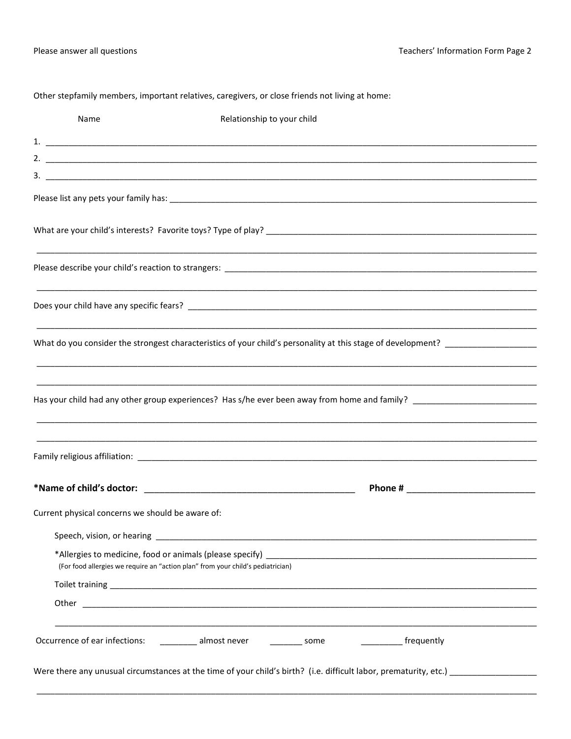Please answer all questions

Other stepfamily members, important relatives, caregivers, or close friends not living at home:

| Name | Relationship to your child |
|---|---|
| 1. | |
| 2. | |
| 3. | |

Please list any pets your family has: ____________________

What are your child's interests? Favorite toys? Type of play? ____________________

____________________

Please describe your child's reaction to strangers: ____________________

____________________

Does your child have any specific fears? ____________________

____________________

What do you consider the strongest characteristics of your child's personality at this stage of development? ____________________

____________________

____________________

Has your child had any other group experiences? Has s/he ever been away from home and family? ____________________

____________________

____________________

Family religious affiliation: ____________________

**\*Name of child's doctor:** ____________________ **Phone #** ____________________

Current physical concerns we should be aware of:

Speech, vision, or hearing ____________________

\*Allergies to medicine, food or animals (please specify) ____________________
(For food allergies we require an "action plan" from your child's pediatrician)

Toilet training ____________________

Other ____________________

____________________

Occurrence of ear infections: ________ almost never ________ some ________ frequently

Were there any unusual circumstances at the time of your child's birth? (i.e. difficult labor, prematurity, etc.) ____________________

____________________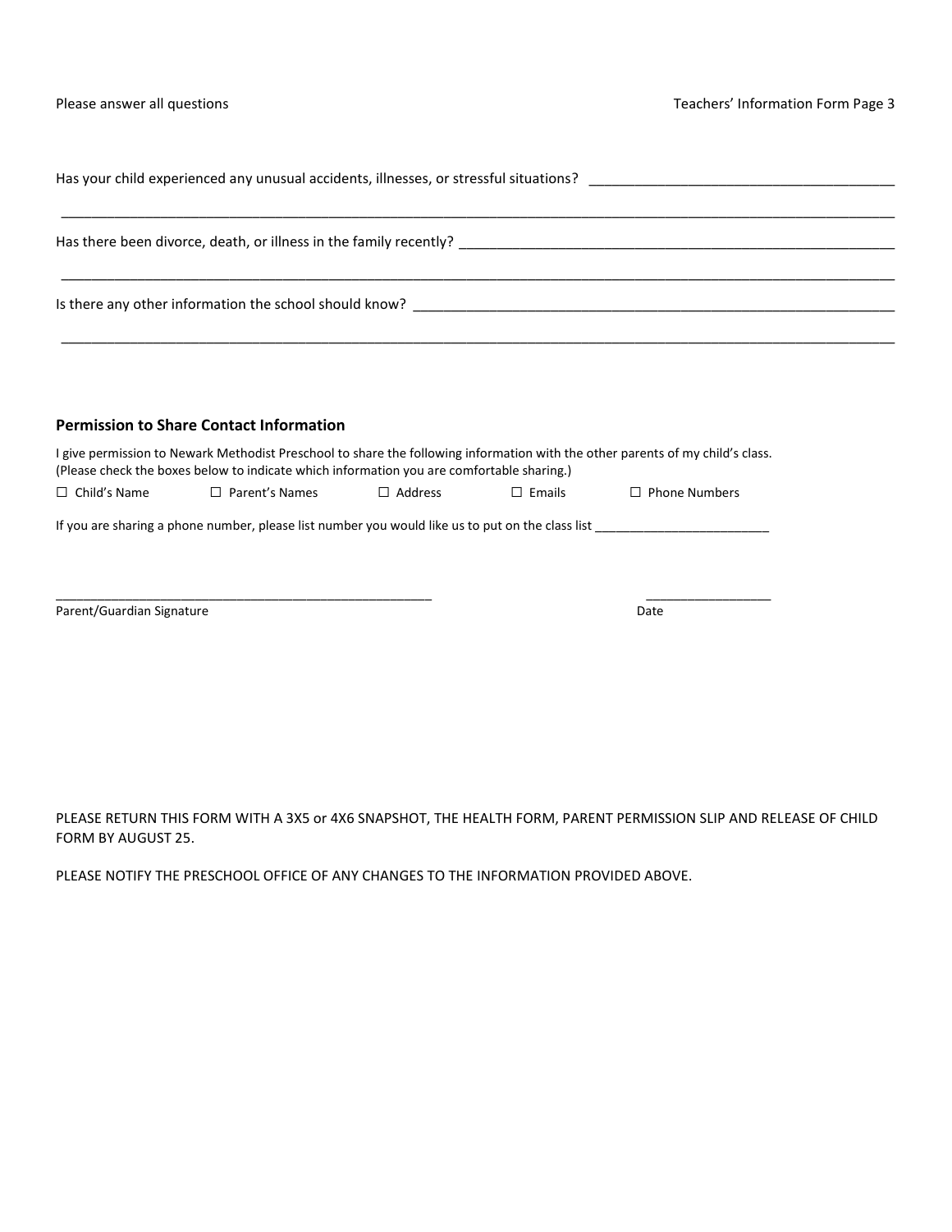Please answer all questions

Has your child experienced any unusual accidents, illnesses, or stressful situations? ________________________________________

______________________________________________________________________________________________________________

Has there been divorce, death, or illness in the family recently? ____________________________________________________________

______________________________________________________________________________________________________________

Is there any other information the school should know? ________________________________________________________________

______________________________________________________________________________________________________________

**Permission to Share Contact Information**

I give permission to Newark Methodist Preschool to share the following information with the other parents of my child's class. (Please check the boxes below to indicate which information you are comfortable sharing.)

☐ Child's Name ☐ Parent's Names ☐ Address ☐ Emails ☐ Phone Numbers

If you are sharing a phone number, please list number you would like us to put on the class list _________________________

_____________________________________________________ __________________

Parent/Guardian Signature Date

PLEASE RETURN THIS FORM WITH A 3X5 or 4X6 SNAPSHOT, THE HEALTH FORM, PARENT PERMISSION SLIP AND RELEASE OF CHILD FORM BY AUGUST 25.

PLEASE NOTIFY THE PRESCHOOL OFFICE OF ANY CHANGES TO THE INFORMATION PROVIDED ABOVE.